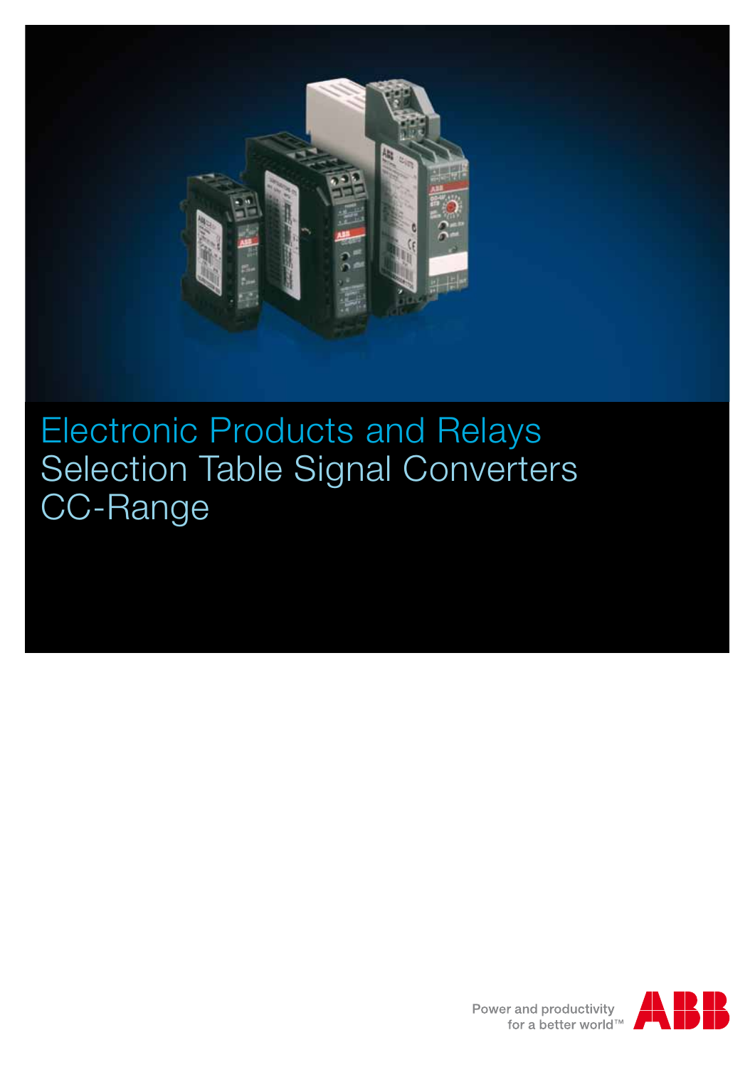# Electronic Products and Relays
# Selection Table Signal Converters
# CC-Range

Power and productivity
for a better world™

ABB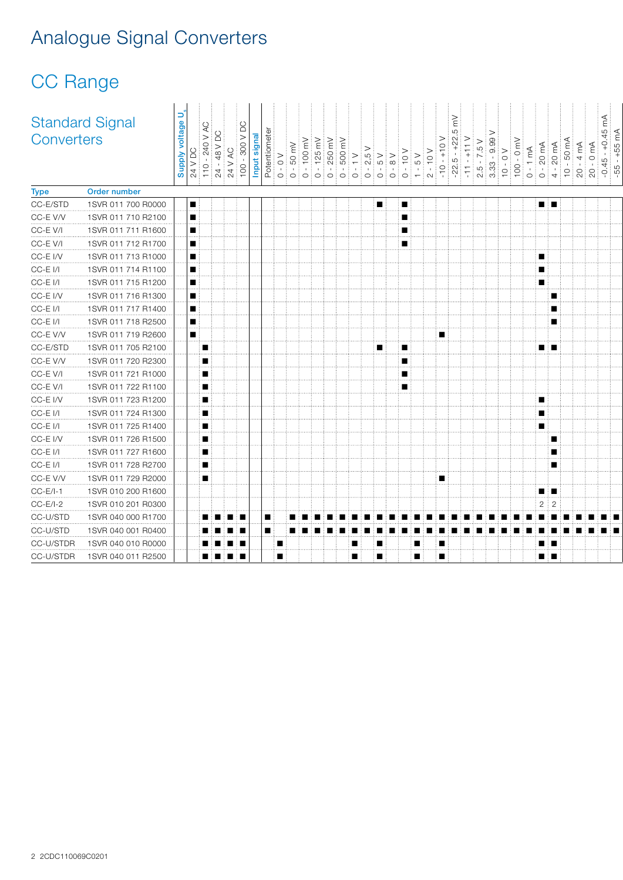# Analogue Signal Converters

## CC Range

### Standard Signal Converters

| Type | Order number | Supply voltage $U_s$: 24 V DC | 110 - 240 V AC | 24 - 48 V DC | 24 V AC | 100 - 300 V DC | Input signal: Potentiometer | 0 - 0 V | 0 - 50 mV | 0 - 100 mV | 0 - 125 mV | 0 - 250 mV | 0 - 500 mV | 0 - 1 V | 0 - 2.5 V | 0 - 5 V | 0 - 8 V | 0 - 10 V | 1 - 5 V | 2 - 10 V | -10 - +10 V | -22.5 - +22.5 mV | -11 - +11 V | 2.5 - 7.5 V | 3.33 - 9.99 V | 10 - 0 V | 100 - 0 mV | 0 - 1 mA | 0 - 20 mA | 4 - 20 mA | 10 - 50 mA | 20 - 4 mA | 20 - 0 mA | -0.45 - +0.45 mA | -55 - +55 mA |
|---|---|---|---|---|---|---|---|---|---|---|---|---|---|---|---|---|---|---|---|---|---|---|---|---|---|---|---|---|---|---|---|---|---|---|---|
| CC-E/STD | 1SVR 011 700 R0000 | ■ | | | | | | | | | | | | | | ■ | | ■ | | | | | | | | | | | ■ | ■ | | | | | |
| CC-E V/V | 1SVR 011 710 R2100 | ■ | | | | | | | | | | | | | | | | ■ | | | | | | | | | | | | | | | | | |
| CC-E V/I | 1SVR 011 711 R1600 | ■ | | | | | | | | | | | | | | | | ■ | | | | | | | | | | | | | | | | | |
| CC-E V/I | 1SVR 011 712 R1700 | ■ | | | | | | | | | | | | | | | | ■ | | | | | | | | | | | | | | | | | |
| CC-E I/V | 1SVR 011 713 R1000 | ■ | | | | | | | | | | | | | | | | | | | | | | | | | | | ■ | | | | | | |
| CC-E I/I | 1SVR 011 714 R1100 | ■ | | | | | | | | | | | | | | | | | | | | | | | | | | | ■ | | | | | | |
| CC-E I/I | 1SVR 011 715 R1200 | ■ | | | | | | | | | | | | | | | | | | | | | | | | | | | ■ | | | | | | |
| CC-E I/V | 1SVR 011 716 R1300 | ■ | | | | | | | | | | | | | | | | | | | | | | | | | | | | ■ | | | | | |
| CC-E I/I | 1SVR 011 717 R1400 | ■ | | | | | | | | | | | | | | | | | | | | | | | | | | | | ■ | | | | | |
| CC-E I/I | 1SVR 011 718 R2500 | ■ | | | | | | | | | | | | | | | | | | | | | | | | | | | | ■ | | | | | |
| CC-E V/V | 1SVR 011 719 R2600 | ■ | | | | | | | | | | | | | | | | | | | ■ | | | | | | | | | | | | | | |
| CC-E/STD | 1SVR 011 705 R2100 | | ■ | | | | | | | | | | | | | ■ | | ■ | | | | | | | | | | | ■ | ■ | | | | | |
| CC-E V/V | 1SVR 011 720 R2300 | | ■ | | | | | | | | | | | | | | | ■ | | | | | | | | | | | | | | | | | |
| CC-E V/I | 1SVR 011 721 R1000 | | ■ | | | | | | | | | | | | | | | ■ | | | | | | | | | | | | | | | | | |
| CC-E V/I | 1SVR 011 722 R1100 | | ■ | | | | | | | | | | | | | | | ■ | | | | | | | | | | | | | | | | | |
| CC-E I/V | 1SVR 011 723 R1200 | | ■ | | | | | | | | | | | | | | | | | | | | | | | | | | ■ | | | | | | |
| CC-E I/I | 1SVR 011 724 R1300 | | ■ | | | | | | | | | | | | | | | | | | | | | | | | | | ■ | | | | | | |
| CC-E I/I | 1SVR 011 725 R1400 | | ■ | | | | | | | | | | | | | | | | | | | | | | | | | | ■ | | | | | | |
| CC-E I/V | 1SVR 011 726 R1500 | | ■ | | | | | | | | | | | | | | | | | | | | | | | | | | | ■ | | | | | |
| CC-E I/I | 1SVR 011 727 R1600 | | ■ | | | | | | | | | | | | | | | | | | | | | | | | | | | ■ | | | | | |
| CC-E I/I | 1SVR 011 728 R2700 | | ■ | | | | | | | | | | | | | | | | | | | | | | | | | | | ■ | | | | | |
| CC-E V/V | 1SVR 011 729 R2000 | | ■ | | | | | | | | | | | | | | | | | | ■ | | | | | | | | | | | | | | |
| CC-E/I-1 | 1SVR 010 200 R1600 | | | | | | | | | | | | | | | | | | | | | | | | | | | | ■ | ■ | | | | | |
| CC-E/I-2 | 1SVR 010 201 R0300 | | | | | | | | | | | | | | | | | | | | | | | | | | | | 2 | 2 | | | | | |
| CC-U/STD | 1SVR 040 000 R1700 | | ■ | ■ | ■ | ■ | ■ | | ■ | ■ | ■ | ■ | ■ | ■ | ■ | ■ | ■ | ■ | ■ | ■ | ■ | ■ | ■ | ■ | ■ | ■ | ■ | ■ | ■ | ■ | ■ | ■ | ■ | ■ | ■ |
| CC-U/STD | 1SVR 040 001 R0400 | | ■ | ■ | ■ | ■ | ■ | | ■ | ■ | ■ | ■ | ■ | ■ | ■ | ■ | ■ | ■ | ■ | ■ | ■ | ■ | ■ | ■ | ■ | ■ | ■ | ■ | ■ | ■ | ■ | ■ | ■ | ■ | ■ |
| CC-U/STDR | 1SVR 040 010 R0000 | | ■ | ■ | ■ | ■ | | ■ | | | | | | ■ | | ■ | | | ■ | | ■ | | | | | | | | ■ | ■ | | | | | |
| CC-U/STDR | 1SVR 040 011 R2500 | | ■ | ■ | ■ | ■ | | ■ | | | | | | ■ | | ■ | | | ■ | | ■ | | | | | | | | ■ | ■ | | | | | |

2CDC110069C0201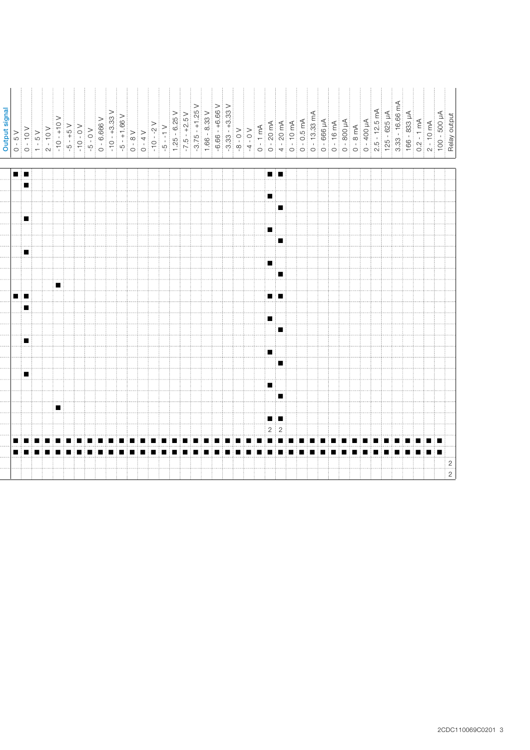**Output signal**

| 0 - 5 V | 0 - 10 V | 1 - 5 V | 2 - 10 V | -10 - +10 V | -5 - +5 V | -10 - 0 V | -5 - 0 V | 0 - 6.666 V | -10 - +3.33 V | -5 - +1.66 V | 0 - 8 V | 0 - 4 V | -10 - -2 V | -5 - -1 V | 1.25 - 6.25 V | -7.5 - +2.5 V | -3.75 - +1.25 V | 1.66 - 8.33 V | -6.66 - +6.66 V | -3.33 - +3.33 V | -8 - 0 V | -4 - 0 V | 0 - 1 mA | 0 - 20 mA | 4 - 20 mA | 0 - 10 mA | 0 - 0.5 mA | 0 - 13.33 mA | 0 - 666 µA | 0 - 16 mA | 0 - 800 µA | 0 - 8 mA | 0 - 400 µA | 2.5 - 12.5 mA | 125 - 625 µA | 3.33 - 16.66 mA | 166 - 833 µA | 0.2 - 1 mA | 2 - 10 mA | 100 - 500 µA | Relay output |
|---|---|---|---|---|---|---|---|---|---|---|---|---|---|---|---|---|---|---|---|---|---|---|---|---|---|---|---|---|---|---|---|---|---|---|---|---|---|---|---|---|---|
| ■ | ■ | | | | | | | | | | | | | | | | | | | | | | | ■ | ■ | | | | | | | | | | | | | | | | |
| | ■ | | | | | | | | | | | | | | | | | | | | | | | | | | | | | | | | | | | | | | | | |
| | | | | | | | | | | | | | | | | | | | | | | | | ■ | | | | | | | | | | | | | | | | | |
| | | | | | | | | | | | | | | | | | | | | | | | | | ■ | | | | | | | | | | | | | | | | |
| | ■ | | | | | | | | | | | | | | | | | | | | | | | | | | | | | | | | | | | | | | | | |
| | | | | | | | | | | | | | | | | | | | | | | | | ■ | | | | | | | | | | | | | | | | | |
| | | | | | | | | | | | | | | | | | | | | | | | | | ■ | | | | | | | | | | | | | | | | |
| | ■ | | | | | | | | | | | | | | | | | | | | | | | | | | | | | | | | | | | | | | | | |
| | | | | | | | | | | | | | | | | | | | | | | | | ■ | | | | | | | | | | | | | | | | | |
| | | | | | | | | | | | | | | | | | | | | | | | | | ■ | | | | | | | | | | | | | | | | |
| | | | | ■ | | | | | | | | | | | | | | | | | | | | | | | | | | | | | | | | | | | | | |
| ■ | ■ | | | | | | | | | | | | | | | | | | | | | | | ■ | ■ | | | | | | | | | | | | | | | | |
| | ■ | | | | | | | | | | | | | | | | | | | | | | | | | | | | | | | | | | | | | | | | |
| | | | | | | | | | | | | | | | | | | | | | | | | ■ | | | | | | | | | | | | | | | | | |
| | | | | | | | | | | | | | | | | | | | | | | | | | ■ | | | | | | | | | | | | | | | | |
| | ■ | | | | | | | | | | | | | | | | | | | | | | | | | | | | | | | | | | | | | | | | |
| | | | | | | | | | | | | | | | | | | | | | | | | ■ | | | | | | | | | | | | | | | | | |
| | | | | | | | | | | | | | | | | | | | | | | | | | ■ | | | | | | | | | | | | | | | | |
| | ■ | | | | | | | | | | | | | | | | | | | | | | | | | | | | | | | | | | | | | | | | |
| | | | | | | | | | | | | | | | | | | | | | | | | ■ | | | | | | | | | | | | | | | | | |
| | | | | | | | | | | | | | | | | | | | | | | | | | ■ | | | | | | | | | | | | | | | | |
| | | | | ■ | | | | | | | | | | | | | | | | | | | | | | | | | | | | | | | | | | | | | |
| | | | | | | | | | | | | | | | | | | | | | | | | ■ | ■ | | | | | | | | | | | | | | | | |
| | | | | | | | | | | | | | | | | | | | | | | | | 2 | 2 | | | | | | | | | | | | | | | | |
| ■ | ■ | ■ | ■ | ■ | ■ | ■ | ■ | ■ | ■ | ■ | ■ | ■ | ■ | ■ | ■ | ■ | ■ | ■ | ■ | ■ | ■ | ■ | ■ | ■ | ■ | ■ | ■ | ■ | ■ | ■ | ■ | ■ | ■ | ■ | ■ | ■ | ■ | ■ | ■ | ■ | |
| ■ | ■ | ■ | ■ | ■ | ■ | ■ | ■ | ■ | ■ | ■ | ■ | ■ | ■ | ■ | ■ | ■ | ■ | ■ | ■ | ■ | ■ | ■ | ■ | ■ | ■ | ■ | ■ | ■ | ■ | ■ | ■ | ■ | ■ | ■ | ■ | ■ | ■ | ■ | ■ | ■ | |
| | | | | | | | | | | | | | | | | | | | | | | | | | | | | | | | | | | | | | | | | | 2 |
| | | | | | | | | | | | | | | | | | | | | | | | | | | | | | | | | | | | | | | | | | 2 |

2CDC110069C0201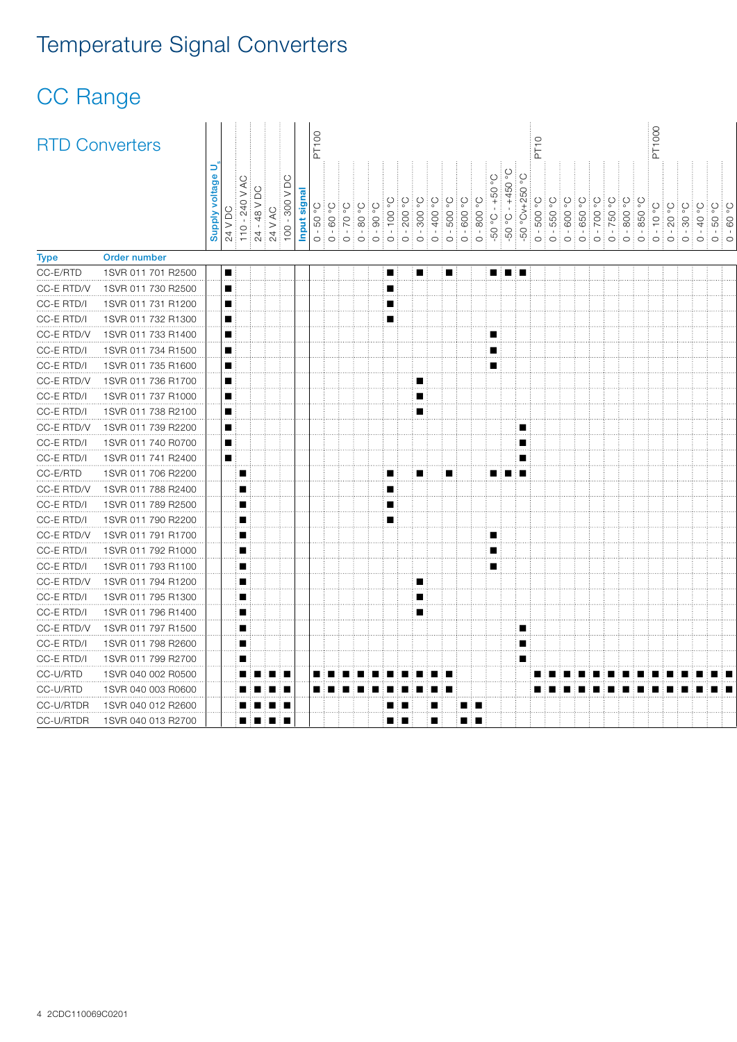# Temperature Signal Converters

## CC Range

### RTD Converters

| Type | Order number | Supply voltage $U_s$ | | | | | Input signal PT100 | | | | | | | | | | | | | | | PT10 | | | | | | | | PT1000 | | | | | |
|---|---|---|---|---|---|---|---|---|---|---|---|---|---|---|---|---|---|---|---|---|---|---|---|---|---|---|---|---|---|---|---|---|---|---|---|
| | | 24 V DC | 110 - 240 V AC | 24 - 48 V DC | 24 V AC | 100 - 300 V DC | 0 - 50 °C | 0 - 60 °C | 0 - 70 °C | 0 - 80 °C | 0 - 90 °C | 0 - 100 °C | 0 - 200 °C | 0 - 300 °C | 0 - 400 °C | 0 - 500 °C | 0 - 600 °C | 0 - 800 °C | -50 °C - +50 °C | -50 °C - +450 °C | -50 °C - +250 °C | 0 - 500 °C | 0 - 550 °C | 0 - 600 °C | 0 - 650 °C | 0 - 700 °C | 0 - 750 °C | 0 - 800 °C | 0 - 850 °C | 0 - 10 °C | 0 - 20 °C | 0 - 30 °C | 0 - 40 °C | 0 - 50 °C | 0 - 60 °C |
| CC-E/RTD | 1SVR 011 701 R2500 | ■ | | | | | | | | | | ■ | | ■ | | ■ | | | ■ | ■ | ■ | | | | | | | | | | | | | | |
| CC-E RTD/V | 1SVR 011 730 R2500 | ■ | | | | | | | | | | ■ | | | | | | | | | | | | | | | | | | | | | | | |
| CC-E RTD/I | 1SVR 011 731 R1200 | ■ | | | | | | | | | | ■ | | | | | | | | | | | | | | | | | | | | | | | |
| CC-E RTD/I | 1SVR 011 732 R1300 | ■ | | | | | | | | | | ■ | | | | | | | | | | | | | | | | | | | | | | | |
| CC-E RTD/V | 1SVR 011 733 R1400 | ■ | | | | | | | | | | | | | | | | | ■ | | | | | | | | | | | | | | | | |
| CC-E RTD/I | 1SVR 011 734 R1500 | ■ | | | | | | | | | | | | | | | | | ■ | | | | | | | | | | | | | | | | |
| CC-E RTD/I | 1SVR 011 735 R1600 | ■ | | | | | | | | | | | | | | | | | ■ | | | | | | | | | | | | | | | | |
| CC-E RTD/V | 1SVR 011 736 R1700 | ■ | | | | | | | | | | | | ■ | | | | | | | | | | | | | | | | | | | | | |
| CC-E RTD/I | 1SVR 011 737 R1000 | ■ | | | | | | | | | | | | ■ | | | | | | | | | | | | | | | | | | | | | |
| CC-E RTD/I | 1SVR 011 738 R2100 | ■ | | | | | | | | | | | | ■ | | | | | | | | | | | | | | | | | | | | | |
| CC-E RTD/V | 1SVR 011 739 R2200 | ■ | | | | | | | | | | | | | | | | | | | ■ | | | | | | | | | | | | | | |
| CC-E RTD/I | 1SVR 011 740 R0700 | ■ | | | | | | | | | | | | | | | | | | | ■ | | | | | | | | | | | | | | |
| CC-E RTD/I | 1SVR 011 741 R2400 | ■ | | | | | | | | | | | | | | | | | | | ■ | | | | | | | | | | | | | | |
| CC-E/RTD | 1SVR 011 706 R2200 | | ■ | | | | | | | | | ■ | | ■ | | ■ | | | ■ | ■ | ■ | | | | | | | | | | | | | | |
| CC-E RTD/V | 1SVR 011 788 R2400 | | ■ | | | | | | | | | ■ | | | | | | | | | | | | | | | | | | | | | | | |
| CC-E RTD/I | 1SVR 011 789 R2500 | | ■ | | | | | | | | | ■ | | | | | | | | | | | | | | | | | | | | | | | |
| CC-E RTD/I | 1SVR 011 790 R2200 | | ■ | | | | | | | | | ■ | | | | | | | | | | | | | | | | | | | | | | | |
| CC-E RTD/V | 1SVR 011 791 R1700 | | ■ | | | | | | | | | | | | | | | | ■ | | | | | | | | | | | | | | | | |
| CC-E RTD/I | 1SVR 011 792 R1000 | | ■ | | | | | | | | | | | | | | | | ■ | | | | | | | | | | | | | | | | |
| CC-E RTD/I | 1SVR 011 793 R1100 | | ■ | | | | | | | | | | | | | | | | ■ | | | | | | | | | | | | | | | | |
| CC-E RTD/V | 1SVR 011 794 R1200 | | ■ | | | | | | | | | | | ■ | | | | | | | | | | | | | | | | | | | | | |
| CC-E RTD/I | 1SVR 011 795 R1300 | | ■ | | | | | | | | | | | ■ | | | | | | | | | | | | | | | | | | | | | |
| CC-E RTD/I | 1SVR 011 796 R1400 | | ■ | | | | | | | | | | | ■ | | | | | | | | | | | | | | | | | | | | | |
| CC-E RTD/V | 1SVR 011 797 R1500 | | ■ | | | | | | | | | | | | | | | | | | ■ | | | | | | | | | | | | | | |
| CC-E RTD/I | 1SVR 011 798 R2600 | | ■ | | | | | | | | | | | | | | | | | | ■ | | | | | | | | | | | | | | |
| CC-E RTD/I | 1SVR 011 799 R2700 | | ■ | | | | | | | | | | | | | | | | | | ■ | | | | | | | | | | | | | | |
| CC-U/RTD | 1SVR 040 002 R0500 | | ■ | ■ | ■ | ■ | ■ | ■ | ■ | ■ | ■ | ■ | ■ | ■ | ■ | ■ | | | | | | ■ | ■ | ■ | ■ | ■ | ■ | ■ | ■ | ■ | ■ | ■ | ■ | ■ | ■ |
| CC-U/RTD | 1SVR 040 003 R0600 | | ■ | ■ | ■ | ■ | ■ | ■ | ■ | ■ | ■ | ■ | ■ | ■ | ■ | ■ | | | | | | ■ | ■ | ■ | ■ | ■ | ■ | ■ | ■ | ■ | ■ | ■ | ■ | ■ | ■ |
| CC-U/RTDR | 1SVR 040 012 R2600 | | ■ | ■ | ■ | ■ | | | | | | ■ | ■ | | ■ | | ■ | ■ | | | | | | | | | | | | | | | | | |
| CC-U/RTDR | 1SVR 040 013 R2700 | | ■ | ■ | ■ | ■ | | | | | | ■ | ■ | | ■ | | ■ | ■ | | | | | | | | | | | | | | | | | |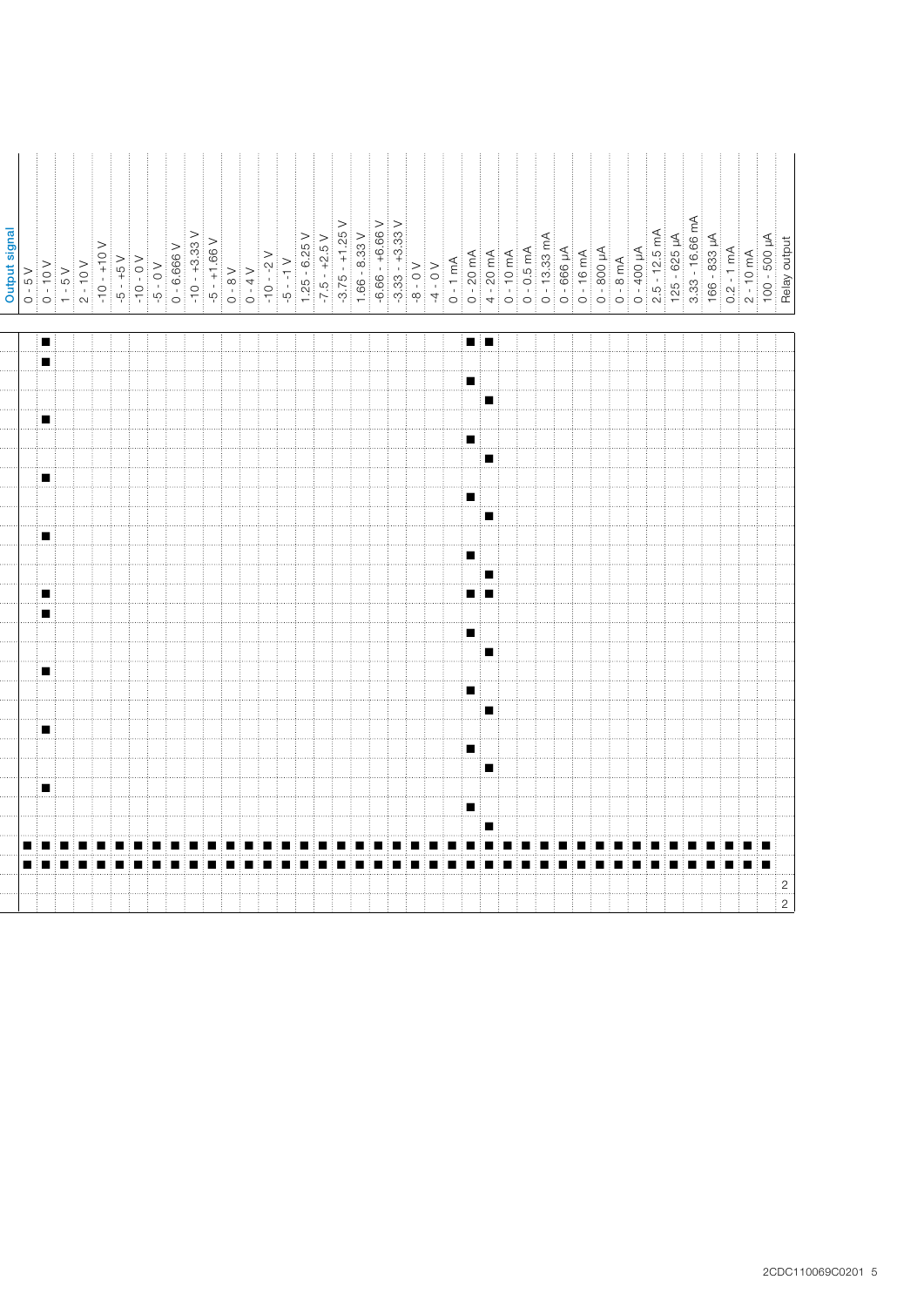## Output signal

| 0 - 5 V | 0 - 10 V | 1 - 5 V | 2 - 10 V | -10 - +10 V | -5 - +5 V | -10 - 0 V | -5 - 0 V | 0 - 6.666 V | -10 - +3.33 V | -5 - +1.66 V | 0 - 8 V | 0 - 4 V | -10 - -2 V | -5 - -1 V | 1.25 - 6.25 V | -7.5 - +2.5 V | -3.75 - +1.25 V | 1.66 - 8.33 V | -6.66 - +6.66 V | -3.33 - +3.33 V | -8 - 0 V | -4 - 0 V | 0 - 1 mA | 0 - 20 mA | 4 - 20 mA | 0 - 10 mA | 0 - 0.5 mA | 0 - 13.33 mA | 0 - 666 µA | 0 - 16 mA | 0 - 800 µA | 0 - 8 mA | 0 - 400 µA | 2.5 - 12.5 mA | 125 - 625 µA | 3.33 - 16.66 mA | 166 - 833 µA | 0.2 - 1 mA | 2 - 10 mA | 100 - 500 µA | Relay output |
|---|---|---|---|---|---|---|---|---|---|---|---|---|---|---|---|---|---|---|---|---|---|---|---|---|---|---|---|---|---|---|---|---|---|---|---|---|---|---|---|---|---|
| | ■ | | | | | | | | | | | | | | | | | | | | | | | ■ | ■ | | | | | | | | | | | | | | | | |
| | ■ | | | | | | | | | | | | | | | | | | | | | | | | | | | | | | | | | | | | | | | | |
| | | | | | | | | | | | | | | | | | | | | | | | | ■ | | | | | | | | | | | | | | | | | |
| | | | | | | | | | | | | | | | | | | | | | | | | | ■ | | | | | | | | | | | | | | | | |
| | ■ | | | | | | | | | | | | | | | | | | | | | | | | | | | | | | | | | | | | | | | | |
| | | | | | | | | | | | | | | | | | | | | | | | | ■ | | | | | | | | | | | | | | | | | |
| | | | | | | | | | | | | | | | | | | | | | | | | | ■ | | | | | | | | | | | | | | | | |
| | ■ | | | | | | | | | | | | | | | | | | | | | | | | | | | | | | | | | | | | | | | | |
| | | | | | | | | | | | | | | | | | | | | | | | | ■ | | | | | | | | | | | | | | | | | |
| | | | | | | | | | | | | | | | | | | | | | | | | | ■ | | | | | | | | | | | | | | | | |
| | ■ | | | | | | | | | | | | | | | | | | | | | | | | | | | | | | | | | | | | | | | | |
| | | | | | | | | | | | | | | | | | | | | | | | | ■ | | | | | | | | | | | | | | | | | |
| | | | | | | | | | | | | | | | | | | | | | | | | | ■ | | | | | | | | | | | | | | | | |
| | ■ | | | | | | | | | | | | | | | | | | | | | | | ■ | ■ | | | | | | | | | | | | | | | | |
| | ■ | | | | | | | | | | | | | | | | | | | | | | | | | | | | | | | | | | | | | | | | |
| | | | | | | | | | | | | | | | | | | | | | | | | ■ | | | | | | | | | | | | | | | | | |
| | | | | | | | | | | | | | | | | | | | | | | | | | ■ | | | | | | | | | | | | | | | | |
| | ■ | | | | | | | | | | | | | | | | | | | | | | | | | | | | | | | | | | | | | | | | |
| | | | | | | | | | | | | | | | | | | | | | | | | ■ | | | | | | | | | | | | | | | | | |
| | | | | | | | | | | | | | | | | | | | | | | | | | ■ | | | | | | | | | | | | | | | | |
| | ■ | | | | | | | | | | | | | | | | | | | | | | | | | | | | | | | | | | | | | | | | |
| | | | | | | | | | | | | | | | | | | | | | | | | ■ | | | | | | | | | | | | | | | | | |
| | | | | | | | | | | | | | | | | | | | | | | | | | ■ | | | | | | | | | | | | | | | | |
| | ■ | | | | | | | | | | | | | | | | | | | | | | | | | | | | | | | | | | | | | | | | |
| | | | | | | | | | | | | | | | | | | | | | | | | ■ | | | | | | | | | | | | | | | | | |
| | | | | | | | | | | | | | | | | | | | | | | | | | ■ | | | | | | | | | | | | | | | | |
| ■ | ■ | ■ | ■ | ■ | ■ | ■ | ■ | ■ | ■ | ■ | ■ | ■ | ■ | ■ | ■ | ■ | ■ | ■ | ■ | ■ | ■ | ■ | ■ | ■ | ■ | ■ | ■ | ■ | ■ | ■ | ■ | ■ | ■ | ■ | ■ | ■ | ■ | ■ | ■ | ■ | |
| ■ | ■ | ■ | ■ | ■ | ■ | ■ | ■ | ■ | ■ | ■ | ■ | ■ | ■ | ■ | ■ | ■ | ■ | ■ | ■ | ■ | ■ | ■ | ■ | ■ | ■ | ■ | ■ | ■ | ■ | ■ | ■ | ■ | ■ | ■ | ■ | ■ | ■ | ■ | ■ | ■ | |
| | | | | | | | | | | | | | | | | | | | | | | | | | | | | | | | | | | | | | | | | | 2 |
| | | | | | | | | | | | | | | | | | | | | | | | | | | | | | | | | | | | | | | | | | 2 |

2CDC110069C0201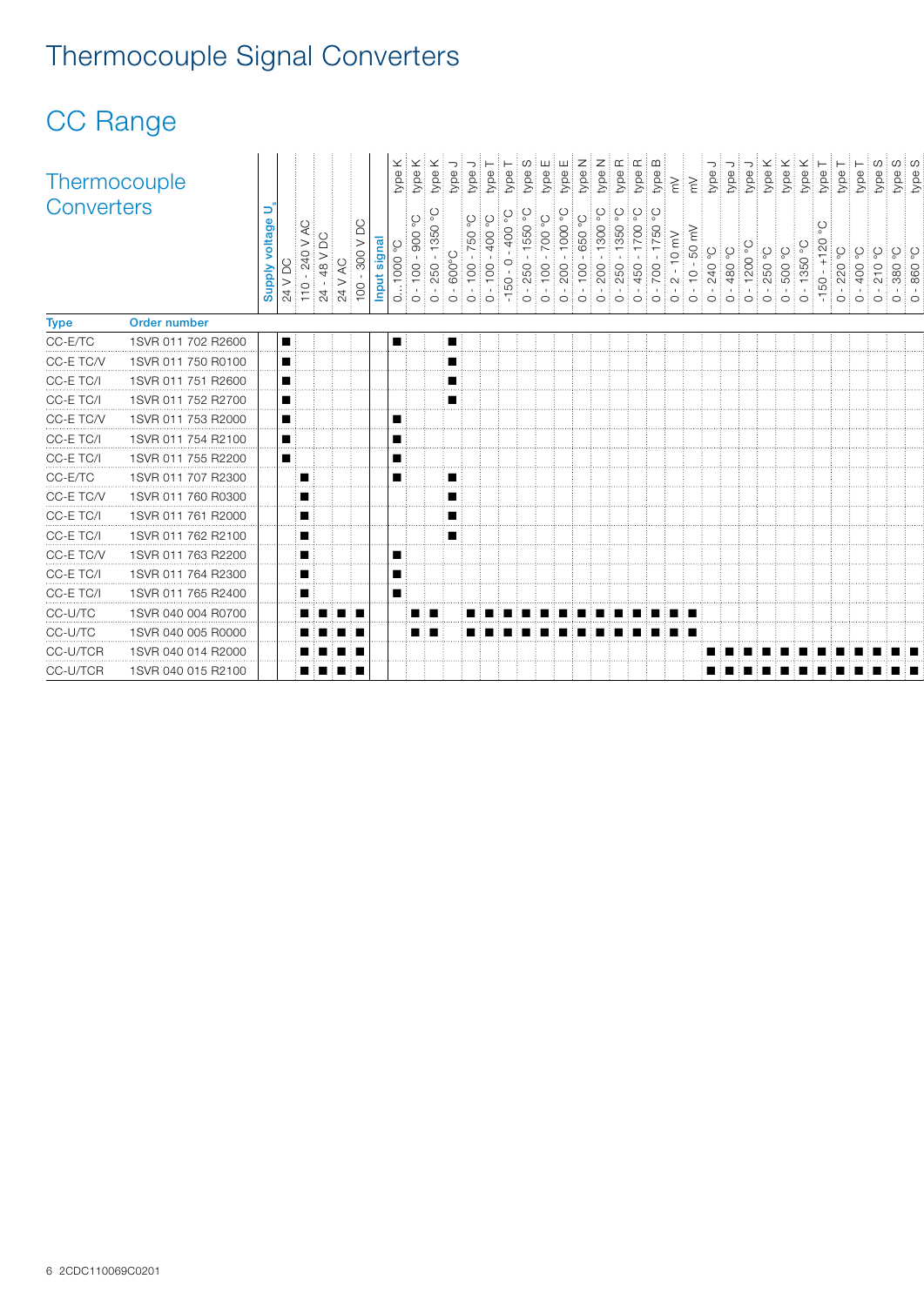# Thermocouple Signal Converters

## CC Range

### Thermocouple Converters

| Type | Order number | Supply voltage $U_s$ | | | | | Input signal | | | | | | | | | | | | | | | | | | | | | | | | | | | | |
|---|---|---|---|---|---|---|---|---|---|---|---|---|---|---|---|---|---|---|---|---|---|---|---|---|---|---|---|---|---|---|---|---|---|---|---|
| | | 24 V DC | 110 - 240 V AC | 24 - 48 V DC | 24 V AC | 100 - 300 V DC | 0...1000 °C type K | 0 - 100 - 900 °C type K | 0 - 250 - 1350 °C type K | 0 - 600°C type J | 0 - 100 - 750 °C type J | 0 - 100 - 400 °C type T | -150 - 0 - 400 °C type T | 0 - 250 - 1550 °C type S | 0 - 100 - 700 °C type E | 0 - 200 - 1000 °C type E | 0 - 100 - 650 °C type N | 0 - 200 - 1300 °C type N | 0 - 250 - 1350 °C type R | 0 - 450 - 1700 °C type R | 0 - 700 - 1750 °C type B | 0 - 2 - 10 mV mV | 0 - 10 - 50 mV mV | 0 - 240 °C type J | 0 - 480 °C type J | 0 - 1200 °C type J | 0 - 250 °C type K | 0 - 500 °C type K | 0 - 1350 °C type K | -150 - +120 °C type T | 0 - 220 °C type T | 0 - 400 °C type T | 0 - 210 °C type S | 0 - 380 °C type S | 0 - 860 °C type S |
| CC-E/TC | 1SVR 011 702 R2600 | ■ | | | | | ■ | | | ■ | | | | | | | | | | | | | | | | | | | | | | | | | |
| CC-E TC/V | 1SVR 011 750 R0100 | ■ | | | | | | | | ■ | | | | | | | | | | | | | | | | | | | | | | | | | |
| CC-E TC/I | 1SVR 011 751 R2600 | ■ | | | | | | | | ■ | | | | | | | | | | | | | | | | | | | | | | | | | |
| CC-E TC/I | 1SVR 011 752 R2700 | ■ | | | | | | | | ■ | | | | | | | | | | | | | | | | | | | | | | | | | |
| CC-E TC/V | 1SVR 011 753 R2000 | ■ | | | | | ■ | | | | | | | | | | | | | | | | | | | | | | | | | | | | |
| CC-E TC/I | 1SVR 011 754 R2100 | ■ | | | | | ■ | | | | | | | | | | | | | | | | | | | | | | | | | | | | |
| CC-E TC/I | 1SVR 011 755 R2200 | ■ | | | | | ■ | | | | | | | | | | | | | | | | | | | | | | | | | | | | |
| CC-E/TC | 1SVR 011 707 R2300 | | ■ | | | | ■ | | | ■ | | | | | | | | | | | | | | | | | | | | | | | | | |
| CC-E TC/V | 1SVR 011 760 R0300 | | ■ | | | | | | | ■ | | | | | | | | | | | | | | | | | | | | | | | | | |
| CC-E TC/I | 1SVR 011 761 R2000 | | ■ | | | | | | | ■ | | | | | | | | | | | | | | | | | | | | | | | | | |
| CC-E TC/I | 1SVR 011 762 R2100 | | ■ | | | | | | | ■ | | | | | | | | | | | | | | | | | | | | | | | | | |
| CC-E TC/V | 1SVR 011 763 R2200 | | ■ | | | | ■ | | | | | | | | | | | | | | | | | | | | | | | | | | | | |
| CC-E TC/I | 1SVR 011 764 R2300 | | ■ | | | | ■ | | | | | | | | | | | | | | | | | | | | | | | | | | | | |
| CC-E TC/I | 1SVR 011 765 R2400 | | ■ | | | | ■ | | | | | | | | | | | | | | | | | | | | | | | | | | | | |
| CC-U/TC | 1SVR 040 004 R0700 | | ■ | ■ | ■ | ■ | | ■ | ■ | | ■ | ■ | ■ | ■ | ■ | ■ | ■ | ■ | ■ | ■ | ■ | ■ | ■ | | | | | | | | | | | | |
| CC-U/TC | 1SVR 040 005 R0000 | | ■ | ■ | ■ | ■ | | ■ | ■ | | ■ | ■ | ■ | ■ | ■ | ■ | ■ | ■ | ■ | ■ | ■ | ■ | ■ | | | | | | | | | | | | |
| CC-U/TCR | 1SVR 040 014 R2000 | | ■ | ■ | ■ | ■ | | | | | | | | | | | | | | | | | | ■ | ■ | ■ | ■ | ■ | ■ | ■ | ■ | ■ | ■ | ■ | ■ |
| CC-U/TCR | 1SVR 040 015 R2100 | | ■ | ■ | ■ | ■ | | | | | | | | | | | | | | | | | | ■ | ■ | ■ | ■ | ■ | ■ | ■ | ■ | ■ | ■ | ■ | ■ |

2CDC110069C0201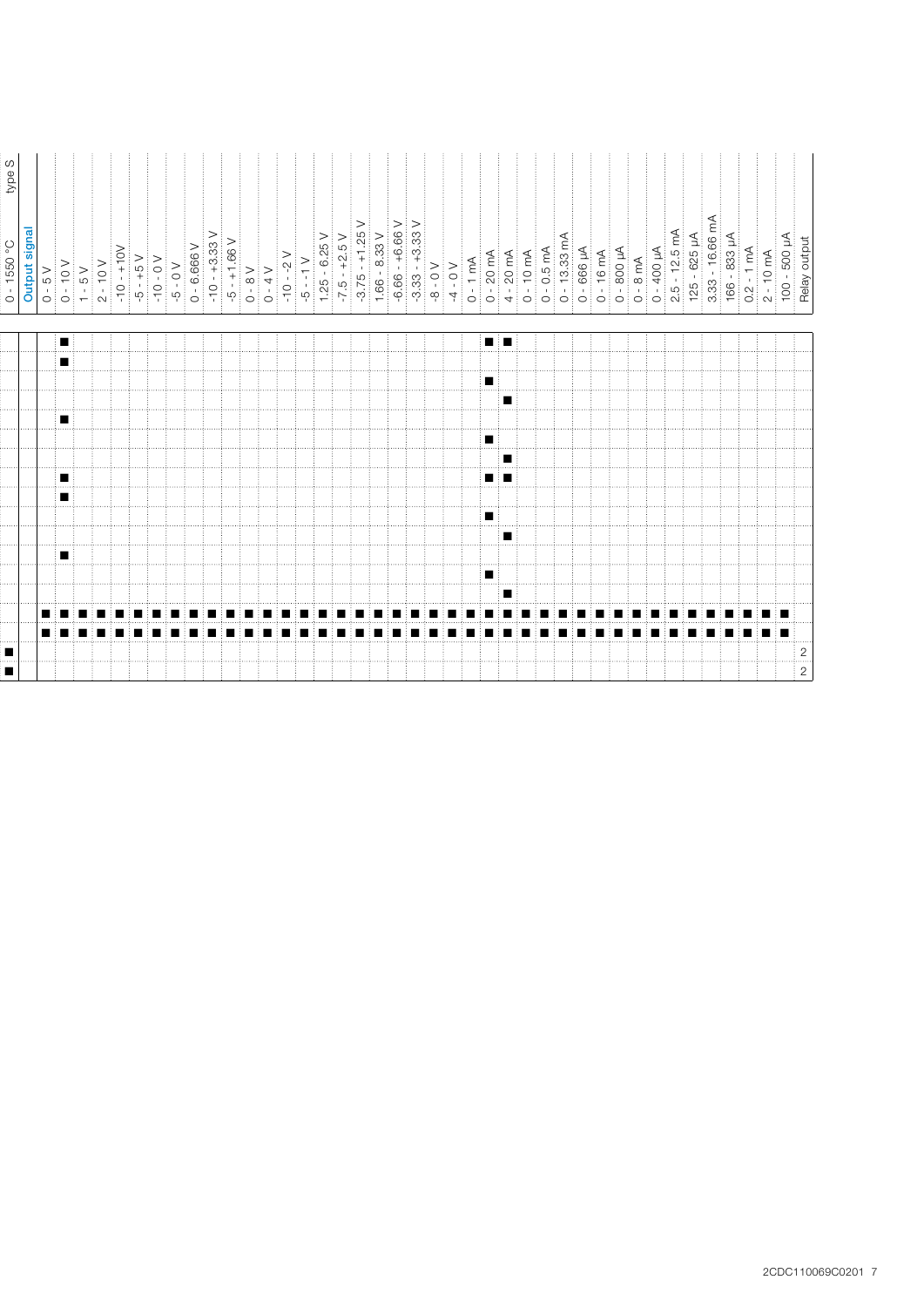| 0 - 1550 °C type S | Output signal | | | | | | | | | | | | | | | | | | | | | | | | | | | | | | | | | | | | | | | | | |
|---|---|---|---|---|---|---|---|---|---|---|---|---|---|---|---|---|---|---|---|---|---|---|---|---|---|---|---|---|---|---|---|---|---|---|---|---|---|---|---|---|---|---|
| | 0 - 5 V | 0 - 10 V | 1 - 5 V | 2 - 10 V | -10 - +10V | -5 - +5 V | -10 - 0 V | -5 - 0 V | 0 - 6.666 V | -10 - +3.33 V | -5 - +1.66 V | 0 - 8 V | 0 - 4 V | -10 - -2 V | -5 - -1 V | 1.25 - 6.25 V | -7.5 - +2.5 V | -3.75 - +1.25 V | 1.66 - 8.33 V | -6.66 - +6.66 V | -3.33 - +3.33 V | -8 - 0 V | -4 - 0 V | 0 - 1 mA | 0 - 20 mA | 4 - 20 mA | 0 - 10 mA | 0 - 0.5 mA | 0 - 13.33 mA | 0 - 666 µA | 0 - 16 mA | 0 - 800 µA | 0 - 8 mA | 0 - 400 µA | 2.5 - 12.5 mA | 125 - 625 µA | 3.33 - 16.66 mA | 166 - 833 µA | 0.2 - 1 mA | 2 - 10 mA | 100 - 500 µA | Relay output |
| | | ■ | | | | | | | | | | | | | | | | | | | | | | | ■ | ■ | | | | | | | | | | | | | | | | |
| | | ■ | | | | | | | | | | | | | | | | | | | | | | | | | | | | | | | | | | | | | | | | |
| | | | | | | | | | | | | | | | | | | | | | | | | | ■ | | | | | | | | | | | | | | | | | |
| | | | | | | | | | | | | | | | | | | | | | | | | | | ■ | | | | | | | | | | | | | | | | |
| | | ■ | | | | | | | | | | | | | | | | | | | | | | | | | | | | | | | | | | | | | | | | |
| | | | | | | | | | | | | | | | | | | | | | | | | | ■ | | | | | | | | | | | | | | | | | |
| | | | | | | | | | | | | | | | | | | | | | | | | | | ■ | | | | | | | | | | | | | | | | |
| | | ■ | | | | | | | | | | | | | | | | | | | | | | | ■ | ■ | | | | | | | | | | | | | | | | |
| | | ■ | | | | | | | | | | | | | | | | | | | | | | | | | | | | | | | | | | | | | | | | |
| | | | | | | | | | | | | | | | | | | | | | | | | | ■ | | | | | | | | | | | | | | | | | |
| | | | | | | | | | | | | | | | | | | | | | | | | | | ■ | | | | | | | | | | | | | | | | |
| | | ■ | | | | | | | | | | | | | | | | | | | | | | | | | | | | | | | | | | | | | | | | |
| | | | | | | | | | | | | | | | | | | | | | | | | | ■ | | | | | | | | | | | | | | | | | |
| | | | | | | | | | | | | | | | | | | | | | | | | | | ■ | | | | | | | | | | | | | | | | |
| | ■ | ■ | ■ | ■ | ■ | ■ | ■ | ■ | ■ | ■ | ■ | ■ | ■ | ■ | ■ | ■ | ■ | ■ | ■ | ■ | ■ | ■ | ■ | ■ | ■ | ■ | ■ | ■ | ■ | ■ | ■ | ■ | ■ | ■ | ■ | ■ | ■ | ■ | ■ | ■ | ■ | |
| | ■ | ■ | ■ | ■ | ■ | ■ | ■ | ■ | ■ | ■ | ■ | ■ | ■ | ■ | ■ | ■ | ■ | ■ | ■ | ■ | ■ | ■ | ■ | ■ | ■ | ■ | ■ | ■ | ■ | ■ | ■ | ■ | ■ | ■ | ■ | ■ | ■ | ■ | ■ | ■ | ■ | |
| ■ | | | | | | | | | | | | | | | | | | | | | | | | | | | | | | | | | | | | | | | | | | 2 |
| ■ | | | | | | | | | | | | | | | | | | | | | | | | | | | | | | | | | | | | | | | | | | 2 |

2CDC110069C0201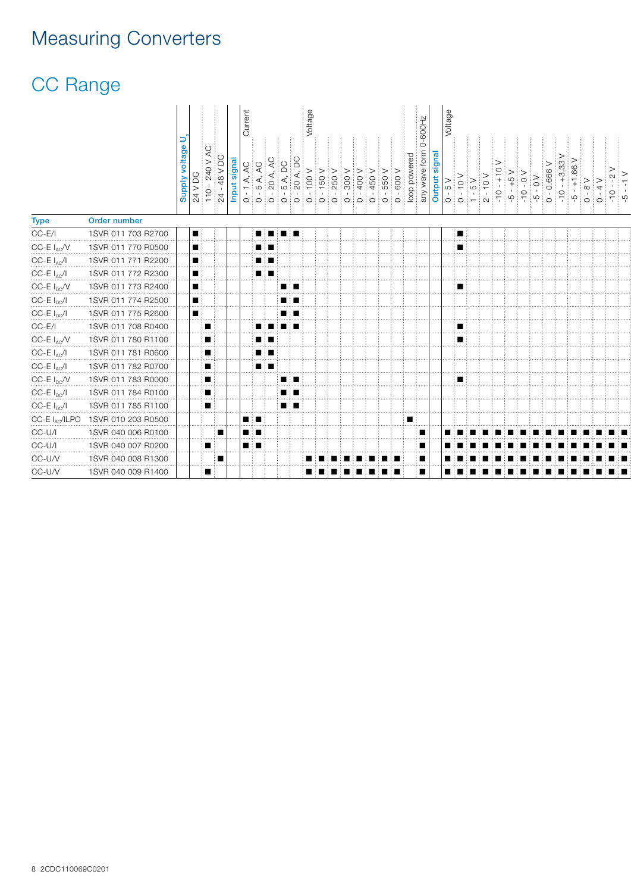# Measuring Converters

## CC Range

| Type | Order number | Supply voltage $U_s$ | | | Input signal: Current | | | | | Input signal: Voltage | | | | | | | | | | Output signal: Voltage | | | | | | | | | | | | | | |
|---|---|---|---|---|---|---|---|---|---|---|---|---|---|---|---|---|---|---|---|---|---|---|---|---|---|---|---|---|---|---|---|---|---|---|
| | | 24 V DC | 110 - 240 V AC | 24 - 48 V DC | 0 - 1 A, AC | 0 - 5 A, AC | 0 - 20 A, AC | 0 - 5 A, DC | 0 - 20 A, DC | 0 - 100 V | 0 - 150 V | 0 - 250 V | 0 - 300 V | 0 - 400 V | 0 - 450 V | 0 - 550 V | 0 - 600 V | loop powered | any wave form 0-600Hz | 0 - 5 V | 0 - 10 V | 1 - 5 V | 2 - 10 V | -10 - +10 V | -5 - +5 V | -10 - 0 V | -5 - 0 V | 0 - 0.666 V | -10 - +3.33 V | -5 - +1.66 V | 0 - 8 V | 0 - 4 V | -10 - -2 V | -5 - -1 V |
| CC-E/I | 1SVR 011 703 R2700 | ■ | | | | ■ | ■ | ■ | ■ | | | | | | | | | | | | ■ | | | | | | | | | | | | | |
| CC-E $I_{AC}$/V | 1SVR 011 770 R0500 | ■ | | | | ■ | ■ | | | | | | | | | | | | | | ■ | | | | | | | | | | | | | |
| CC-E $I_{AC}$/I | 1SVR 011 771 R2200 | ■ | | | | ■ | ■ | | | | | | | | | | | | | | | | | | | | | | | | | | | |
| CC-E $I_{AC}$/I | 1SVR 011 772 R2300 | ■ | | | | ■ | ■ | | | | | | | | | | | | | | | | | | | | | | | | | | | |
| CC-E $I_{DC}$/V | 1SVR 011 773 R2400 | ■ | | | | | | ■ | ■ | | | | | | | | | | | | ■ | | | | | | | | | | | | | |
| CC-E $I_{DC}$/I | 1SVR 011 774 R2500 | ■ | | | | | | ■ | ■ | | | | | | | | | | | | | | | | | | | | | | | | | |
| CC-E $I_{DC}$/I | 1SVR 011 775 R2600 | ■ | | | | | | ■ | ■ | | | | | | | | | | | | | | | | | | | | | | | | | |
| CC-E/I | 1SVR 011 708 R0400 | | ■ | | | ■ | ■ | ■ | ■ | | | | | | | | | | | | ■ | | | | | | | | | | | | | |
| CC-E $I_{AC}$/V | 1SVR 011 780 R1100 | | ■ | | | ■ | ■ | | | | | | | | | | | | | | ■ | | | | | | | | | | | | | |
| CC-E $I_{AC}$/I | 1SVR 011 781 R0600 | | ■ | | | ■ | ■ | | | | | | | | | | | | | | | | | | | | | | | | | | | |
| CC-E $I_{AC}$/I | 1SVR 011 782 R0700 | | ■ | | | ■ | ■ | | | | | | | | | | | | | | | | | | | | | | | | | | | |
| CC-E $I_{DC}$/V | 1SVR 011 783 R0000 | | ■ | | | | | ■ | ■ | | | | | | | | | | | | ■ | | | | | | | | | | | | | |
| CC-E $I_{DC}$/I | 1SVR 011 784 R0100 | | ■ | | | | | ■ | ■ | | | | | | | | | | | | | | | | | | | | | | | | | |
| CC-E $I_{DC}$/I | 1SVR 011 785 R1100 | | ■ | | | | | ■ | ■ | | | | | | | | | | | | | | | | | | | | | | | | | |
| CC-E $I_{AC}$/ILPO | 1SVR 010 203 R0500 | | | | ■ | ■ | | | | | | | | | | | | ■ | | | | | | | | | | | | | | | | |
| CC-U/I | 1SVR 040 006 R0100 | | | ■ | ■ | ■ | | | | | | | | | | | | | ■ | ■ | ■ | ■ | ■ | ■ | ■ | ■ | ■ | ■ | ■ | ■ | ■ | ■ | ■ | ■ |
| CC-U/I | 1SVR 040 007 R0200 | | ■ | | ■ | ■ | | | | | | | | | | | | | ■ | ■ | ■ | ■ | ■ | ■ | ■ | ■ | ■ | ■ | ■ | ■ | ■ | ■ | ■ | ■ |
| CC-U/V | 1SVR 040 008 R1300 | | | ■ | | | | | | ■ | ■ | ■ | ■ | ■ | ■ | ■ | ■ | | ■ | ■ | ■ | ■ | ■ | ■ | ■ | ■ | ■ | ■ | ■ | ■ | ■ | ■ | ■ | ■ |
| CC-U/V | 1SVR 040 009 R1400 | | ■ | | | | | | | ■ | ■ | ■ | ■ | ■ | ■ | ■ | ■ | | ■ | ■ | ■ | ■ | ■ | ■ | ■ | ■ | ■ | ■ | ■ | ■ | ■ | ■ | ■ | ■ |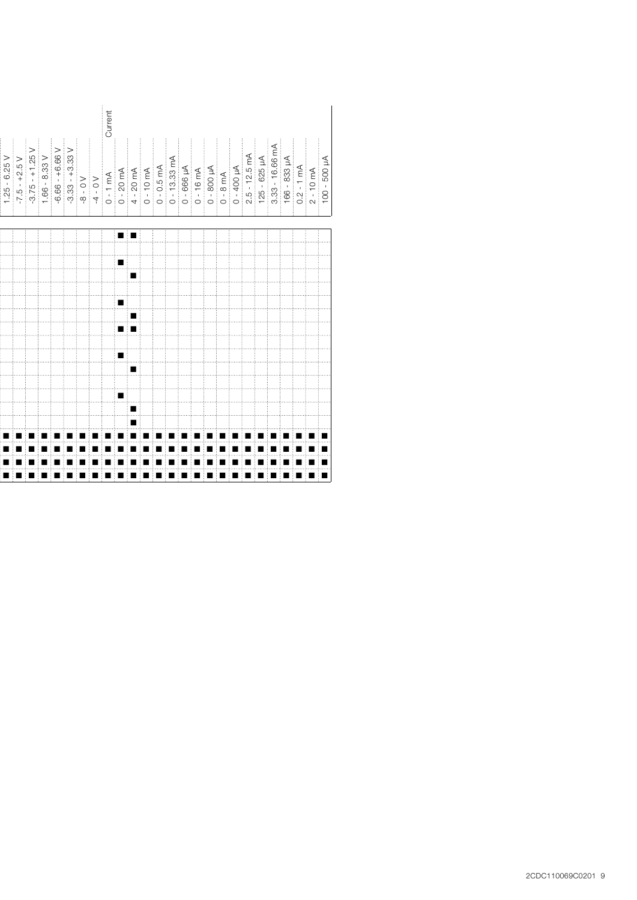| | | | | | | | | | | | | | | | | | | | |
|---|---|---|---|---|---|---|---|---|---|---|---|---|---|---|---|---|---|---|---|
| 1.25 - 6.25 V | | | | | | | | | | | | | | | | ■ | ■ | ■ | ■ |
| -7.5 - +2.5 V | | | | | | | | | | | | | | | | ■ | ■ | ■ | ■ |
| -3.75 - +1.25 V | | | | | | | | | | | | | | | | ■ | ■ | ■ | ■ |
| 1.66 - 8.33 V | | | | | | | | | | | | | | | | ■ | ■ | ■ | ■ |
| -6.66 - +6.66 V | | | | | | | | | | | | | | | | ■ | ■ | ■ | ■ |
| -3.33 - +3.33 V | | | | | | | | | | | | | | | | ■ | ■ | ■ | ■ |
| -8 - 0 V | | | | | | | | | | | | | | | | ■ | ■ | ■ | ■ |
| -4 - 0 V | | | | | | | | | | | | | | | | ■ | ■ | ■ | ■ |
| Current | | | | | | | | | | | | | | | | | | | |
| 0 - 1 mA | | | | | | | | | | | | | | | | ■ | ■ | ■ | ■ |
| 0 - 20 mA | ■ | | ■ | | | ■ | | ■ | | ■ | | | ■ | | | ■ | ■ | ■ | ■ |
| 4 - 20 mA | ■ | | | ■ | | | ■ | ■ | | | ■ | | | ■ | ■ | ■ | ■ | ■ | ■ |
| 0 - 10 mA | | | | | | | | | | | | | | | | ■ | ■ | ■ | ■ |
| 0 - 0.5 mA | | | | | | | | | | | | | | | | ■ | ■ | ■ | ■ |
| 0 - 13.33 mA | | | | | | | | | | | | | | | | ■ | ■ | ■ | ■ |
| 0 - 666 µA | | | | | | | | | | | | | | | | ■ | ■ | ■ | ■ |
| 0 - 16 mA | | | | | | | | | | | | | | | | ■ | ■ | ■ | ■ |
| 0 - 800 µA | | | | | | | | | | | | | | | | ■ | ■ | ■ | ■ |
| 0 - 8 mA | | | | | | | | | | | | | | | | ■ | ■ | ■ | ■ |
| 0 - 400 µA | | | | | | | | | | | | | | | | ■ | ■ | ■ | ■ |
| 2.5 - 12.5 mA | | | | | | | | | | | | | | | | ■ | ■ | ■ | ■ |
| 125 - 625 µA | | | | | | | | | | | | | | | | ■ | ■ | ■ | ■ |
| 3.33 - 16.66 mA | | | | | | | | | | | | | | | | ■ | ■ | ■ | ■ |
| 166 - 833 µA | | | | | | | | | | | | | | | | ■ | ■ | ■ | ■ |
| 0.2 - 1 mA | | | | | | | | | | | | | | | | ■ | ■ | ■ | ■ |
| 2 - 10 mA | | | | | | | | | | | | | | | | ■ | ■ | ■ | ■ |
| 100 - 500 µA | | | | | | | | | | | | | | | | ■ | ■ | ■ | ■ |

2CDC110069C0201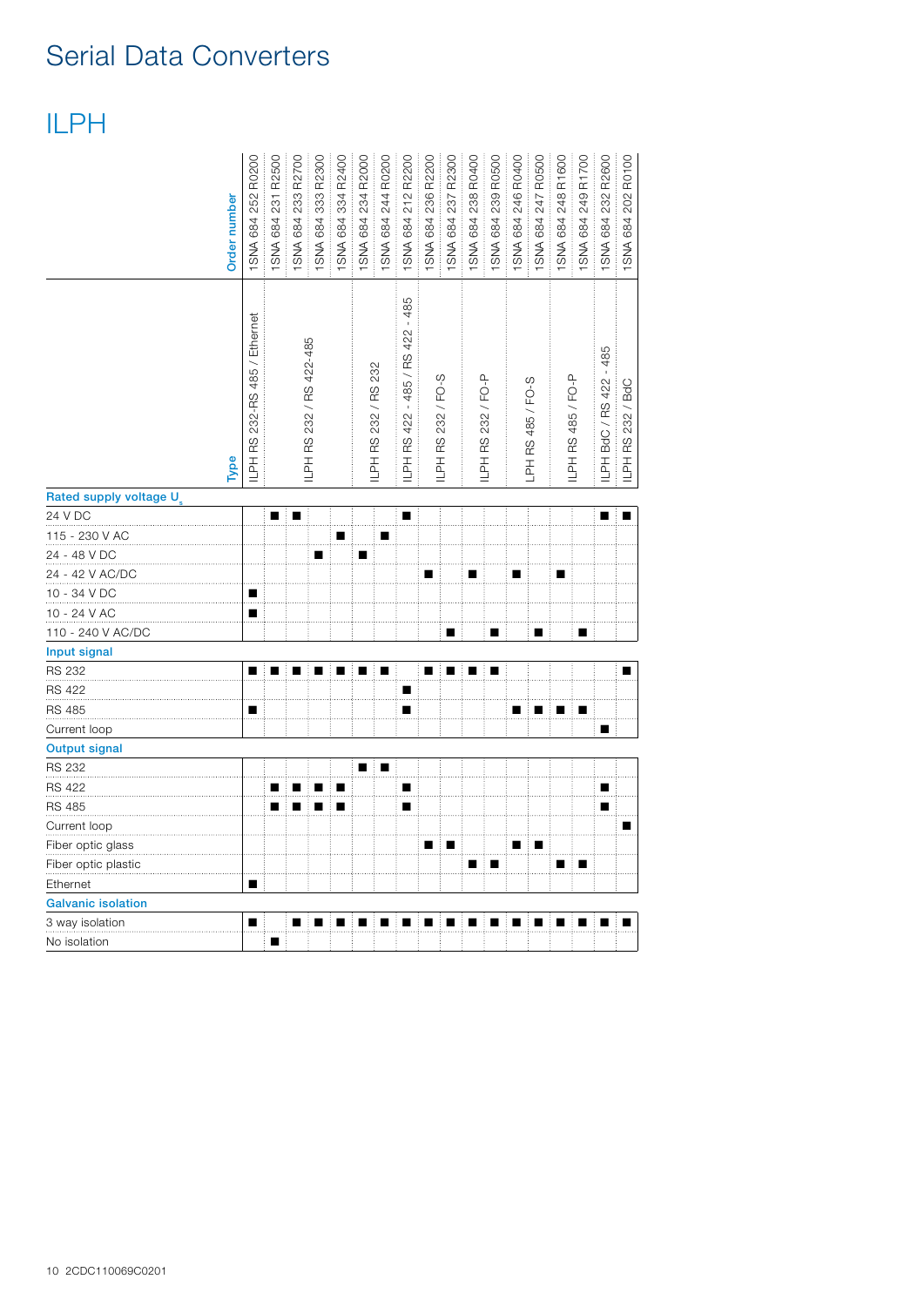# Serial Data Converters

## ILPH

| Order number | 1SNA 684 252 R0200 | 1SNA 684 231 R2500 | 1SNA 684 233 R2700 | 1SNA 684 333 R2300 | 1SNA 684 334 R2400 | 1SNA 684 234 R2000 | 1SNA 684 244 R0200 | 1SNA 684 212 R2200 | 1SNA 684 236 R2200 | 1SNA 684 237 R2300 | 1SNA 684 238 R0400 | 1SNA 684 239 R0500 | 1SNA 684 246 R0400 | 1SNA 684 247 R0500 | 1SNA 684 248 R1600 | 1SNA 684 249 R1700 | 1SNA 684 232 R2600 | 1SNA 684 202 R0100 |
|---|---|---|---|---|---|---|---|---|---|---|---|---|---|---|---|---|---|---|
| **Type** | ILPH RS 232-RS 485 / Ethernet | ILPH RS 232 / RS 422-485 | | | | ILPH RS 232 / RS 232 | | ILPH RS 422 - 485 / RS 422 - 485 | ILPH RS 232 / FO-S | | ILPH RS 232 / FO-P | | LPH RS 485 / FO-S | | ILPH RS 485 / FO-P | | ILPH BdC / RS 422 - 485 | ILPH RS 232 / BdC |
| **Rated supply voltage $U_s$** | | | | | | | | | | | | | | | | | | |
| 24 V DC | | ■ | ■ | | | | | ■ | | | | | | | | | ■ | ■ |
| 115 - 230 V AC | | | | | ■ | | ■ | | | | | | | | | | | |
| 24 - 48 V DC | | | | ■ | | ■ | | | | | | | | | | | | |
| 24 - 42 V AC/DC | | | | | | | | | ■ | | ■ | | ■ | | ■ | | | |
| 10 - 34 V DC | ■ | | | | | | | | | | | | | | | | | |
| 10 - 24 V AC | ■ | | | | | | | | | | | | | | | | | |
| 110 - 240 V AC/DC | | | | | | | | | | ■ | | ■ | | ■ | | ■ | | |
| **Input signal** | | | | | | | | | | | | | | | | | | |
| RS 232 | ■ | ■ | ■ | ■ | ■ | ■ | ■ | | ■ | ■ | ■ | ■ | | | | | | ■ |
| RS 422 | | | | | | | | ■ | | | | | | | | | | |
| RS 485 | ■ | | | | | | | ■ | | | | | ■ | ■ | ■ | ■ | | |
| Current loop | | | | | | | | | | | | | | | | | ■ | |
| **Output signal** | | | | | | | | | | | | | | | | | | |
| RS 232 | | | | | | ■ | ■ | | | | | | | | | | | |
| RS 422 | | ■ | ■ | ■ | ■ | | | ■ | | | | | | | | | ■ | |
| RS 485 | | ■ | ■ | ■ | ■ | | | ■ | | | | | | | | | ■ | |
| Current loop | | | | | | | | | | | | | | | | | | ■ |
| Fiber optic glass | | | | | | | | | ■ | ■ | | | ■ | ■ | | | | |
| Fiber optic plastic | | | | | | | | | | | ■ | ■ | | | ■ | ■ | | |
| Ethernet | ■ | | | | | | | | | | | | | | | | | |
| **Galvanic isolation** | | | | | | | | | | | | | | | | | | |
| 3 way isolation | ■ | | ■ | ■ | ■ | ■ | ■ | ■ | ■ | ■ | ■ | ■ | ■ | ■ | ■ | ■ | ■ | ■ |
| No isolation | | ■ | | | | | | | | | | | | | | | | |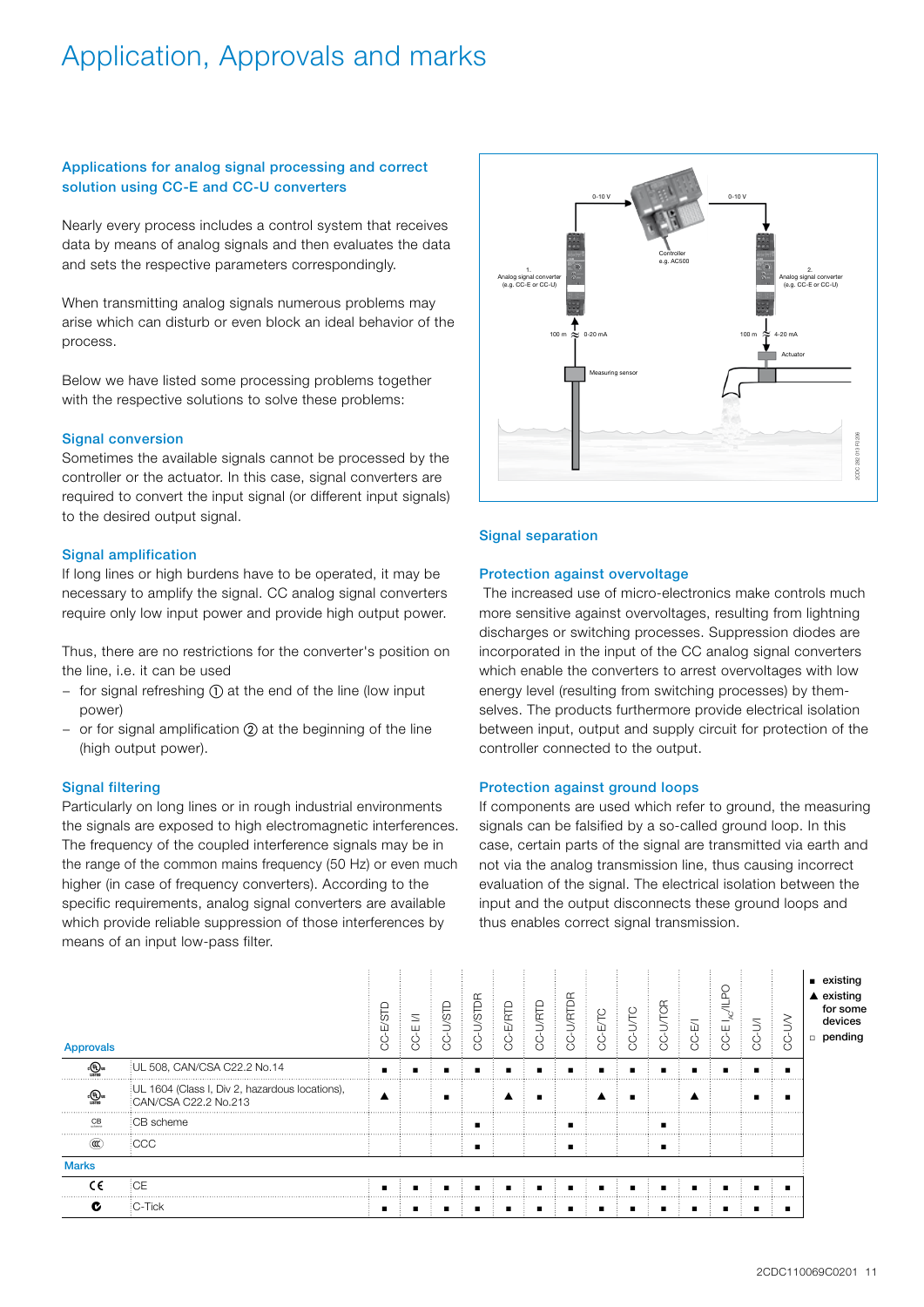# Application, Approvals and marks

## Applications for analog signal processing and correct solution using CC-E and CC-U converters

Nearly every process includes a control system that receives data by means of analog signals and then evaluates the data and sets the respective parameters correspondingly.

When transmitting analog signals numerous problems may arise which can disturb or even block an ideal behavior of the process.

Below we have listed some processing problems together with the respective solutions to solve these problems:

### Signal conversion

Sometimes the available signals cannot be processed by the controller or the actuator. In this case, signal converters are required to convert the input signal (or different input signals) to the desired output signal.

### Signal amplification

If long lines or high burdens have to be operated, it may be necessary to amplify the signal. CC analog signal converters require only low input power and provide high output power.

Thus, there are no restrictions for the converter's position on the line, i.e. it can be used

- for signal refreshing ① at the end of the line (low input power)
- or for signal amplification ② at the beginning of the line (high output power).

### Signal filtering

Particularly on long lines or in rough industrial environments the signals are exposed to high electromagnetic interferences. The frequency of the coupled interference signals may be in the range of the common mains frequency (50 Hz) or even much higher (in case of frequency converters). According to the specific requirements, analog signal converters are available which provide reliable suppression of those interferences by means of an input low-pass filter.

### Signal separation

### Protection against overvoltage

The increased use of micro-electronics make controls much more sensitive against overvoltages, resulting from lightning discharges or switching processes. Suppression diodes are incorporated in the input of the CC analog signal converters which enable the converters to arrest overvoltages with low energy level (resulting from switching processes) by themselves. The products furthermore provide electrical isolation between input, output and supply circuit for protection of the controller connected to the output.

### Protection against ground loops

If components are used which refer to ground, the measuring signals can be falsified by a so-called ground loop. In this case, certain parts of the signal are transmitted via earth and not via the analog transmission line, thus causing incorrect evaluation of the signal. The electrical isolation between the input and the output disconnects these ground loops and thus enables correct signal transmission.

| Approvals | | CC-E/STD | CC-E I/I | CC-U/STD | CC-U/STDR | CC-E/RTD | CC-U/RTD | CC-U/RTDR | CC-E/TC | CC-U/TC | CC-U/TCR | CC-E/I | CC-E $I_{AC}$/ILPO | CC-U/I | CC-U/V |
|---|---|---|---|---|---|---|---|---|---|---|---|---|---|---|---|
| cULus | UL 508, CAN/CSA C22.2 No.14 | ■ | ■ | ■ | ■ | ■ | ■ | ■ | ■ | ■ | ■ | ■ | ■ | ■ | ■ |
| cULus | UL 1604 (Class I, Div 2, hazardous locations), CAN/CSA C22.2 No.213 | ▲ | | ■ | | ▲ | ■ | | ▲ | ■ | | ▲ | | ■ | ■ |
| CB | CB scheme | | | | ■ | | | ■ | | | ■ | | | | |
| CCC | CCC | | | | ■ | | | ■ | | | ■ | | | | |
| **Marks** | | | | | | | | | | | | | | | |
| CE | CE | ■ | ■ | ■ | ■ | ■ | ■ | ■ | ■ | ■ | ■ | ■ | ■ | ■ | ■ |
| C-Tick | C-Tick | ■ | ■ | ■ | ■ | ■ | ■ | ■ | ■ | ■ | ■ | ■ | ■ | ■ | ■ |

■ existing
▲ existing for some devices
□ pending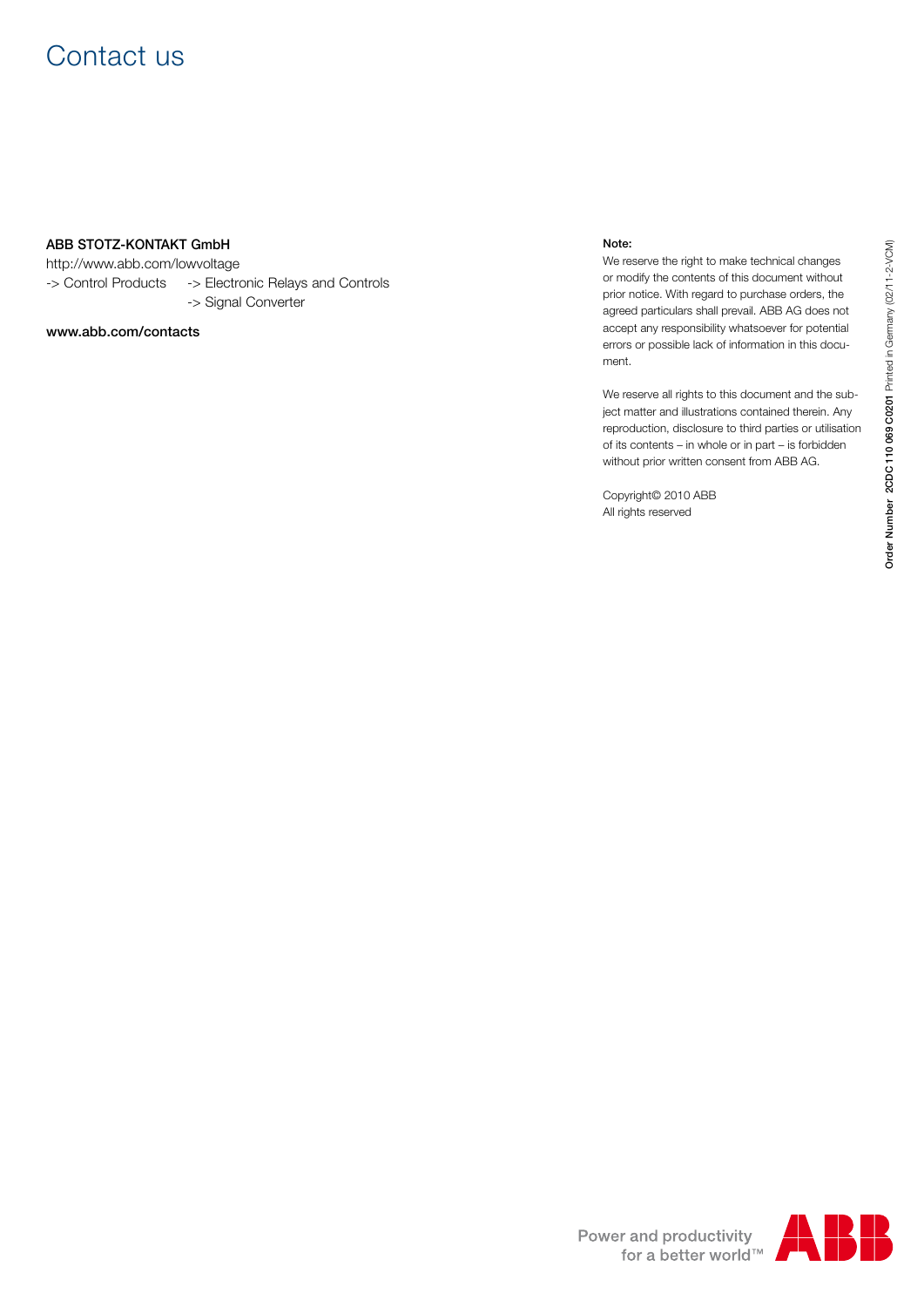# Contact us

**ABB STOTZ-KONTAKT GmbH**

http://www.abb.com/lowvoltage

-> Control Products -> Electronic Relays and Controls
-> Signal Converter

**www.abb.com/contacts**

**Note:**

We reserve the right to make technical changes or modify the contents of this document without prior notice. With regard to purchase orders, the agreed particulars shall prevail. ABB AG does not accept any responsibility whatsoever for potential errors or possible lack of information in this document.

We reserve all rights to this document and the subject matter and illustrations contained therein. Any reproduction, disclosure to third parties or utilisation of its contents – in whole or in part – is forbidden without prior written consent from ABB AG.

Copyright© 2010 ABB
All rights reserved

**Order Number 2CDC 110 069 C0201** Printed in Germany (02/11-2-VCM)

Power and productivity
for a better world™